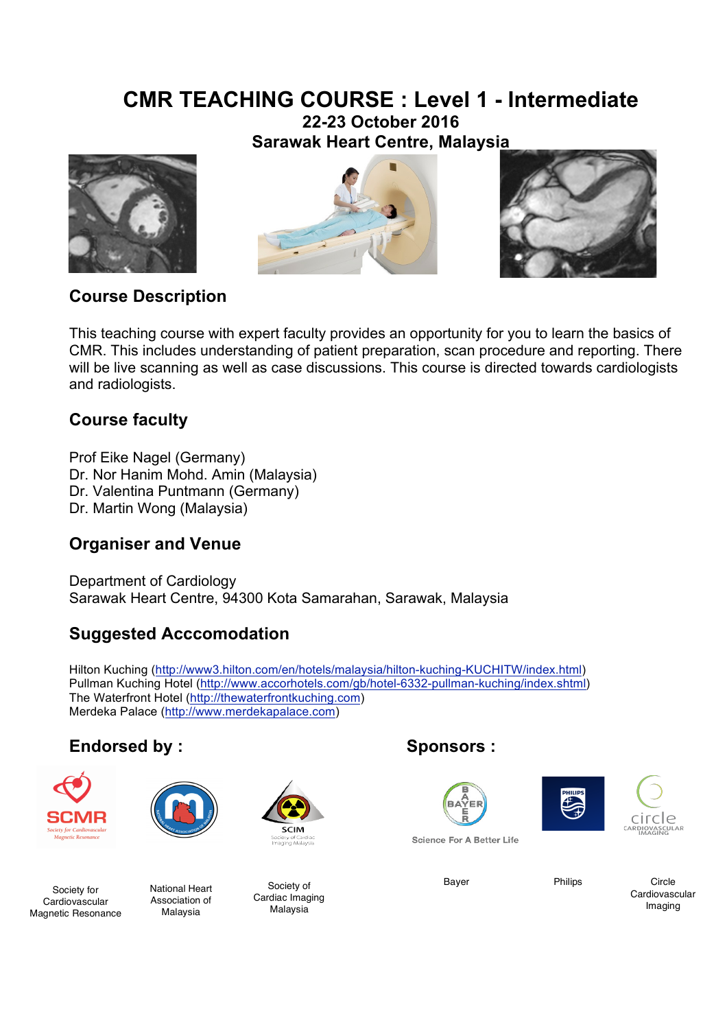# CMR TEACHING COURSE : Level 1 - Intermediate

**22-23 October 2016**

**Sarawak Heart Centre, Malaysia**

## Course Description

This teaching course with expert faculty provides an opportunity for you to learn the basics of CMR. This includes understanding of patient preparation, scan procedure and reporting. There will be live scanning as well as case discussions. This course is directed towards cardiologists and radiologists.

## Course faculty

Prof Eike Nagel (Germany)
Dr. Nor Hanim Mohd. Amin (Malaysia)
Dr. Valentina Puntmann (Germany)
Dr. Martin Wong (Malaysia)

## Organiser and Venue

Department of Cardiology
Sarawak Heart Centre, 94300 Kota Samarahan, Sarawak, Malaysia

## Suggested Acccomodation

Hilton Kuching (http://www3.hilton.com/en/hotels/malaysia/hilton-kuching-KUCHITW/index.html)
Pullman Kuching Hotel (http://www.accorhotels.com/gb/hotel-6332-pullman-kuching/index.shtml)
The Waterfront Hotel (http://thewaterfrontkuching.com)
Merdeka Palace (http://www.merdekapalace.com)

## Endorsed by :

SCMR
Society for Cardiovascular Magnetic Resonance

National Heart Association of Malaysia

SCIM
Society of Cardiac Imaging Malaysia

## Sponsors :

Bayer
Science For A Better Life

Philips

Circle Cardiovascular Imaging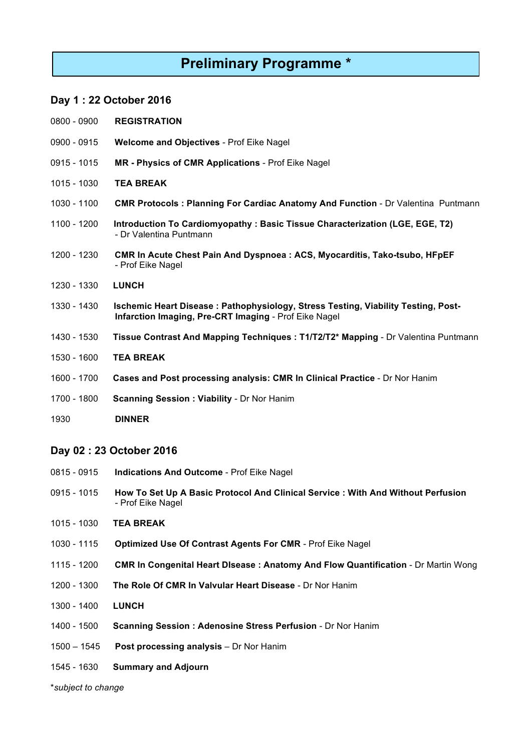# Preliminary Programme *

## Day 1 : 22 October 2016

0800 - 0900 **REGISTRATION**

0900 - 0915 **Welcome and Objectives** - Prof Eike Nagel

0915 - 1015 **MR - Physics of CMR Applications** - Prof Eike Nagel

1015 - 1030 **TEA BREAK**

1030 - 1100 **CMR Protocols : Planning For Cardiac Anatomy And Function** - Dr Valentina Puntmann

1100 - 1200 **Introduction To Cardiomyopathy : Basic Tissue Characterization (LGE, EGE, T2)** - Dr Valentina Puntmann

1200 - 1230 **CMR In Acute Chest Pain And Dyspnoea : ACS, Myocarditis, Tako-tsubo, HFpEF** - Prof Eike Nagel

1230 - 1330 **LUNCH**

1330 - 1430 **Ischemic Heart Disease : Pathophysiology, Stress Testing, Viability Testing, Post-Infarction Imaging, Pre-CRT Imaging** - Prof Eike Nagel

1430 - 1530 **Tissue Contrast And Mapping Techniques : T1/T2/T2* Mapping** - Dr Valentina Puntmann

1530 - 1600 **TEA BREAK**

1600 - 1700 **Cases and Post processing analysis: CMR In Clinical Practice** - Dr Nor Hanim

1700 - 1800 **Scanning Session : Viability** - Dr Nor Hanim

1930 **DINNER**

## Day 02 : 23 October 2016

0815 - 0915 **Indications And Outcome** - Prof Eike Nagel

0915 - 1015 **How To Set Up A Basic Protocol And Clinical Service : With And Without Perfusion** - Prof Eike Nagel

1015 - 1030 **TEA BREAK**

1030 - 1115 **Optimized Use Of Contrast Agents For CMR** - Prof Eike Nagel

1115 - 1200 **CMR In Congenital Heart DIsease : Anatomy And Flow Quantification** - Dr Martin Wong

1200 - 1300 **The Role Of CMR In Valvular Heart Disease** - Dr Nor Hanim

1300 - 1400 **LUNCH**

1400 - 1500 **Scanning Session : Adenosine Stress Perfusion** - Dr Nor Hanim

1500 – 1545 **Post processing analysis** – Dr Nor Hanim

1545 - 1630 **Summary and Adjourn**

**subject to change*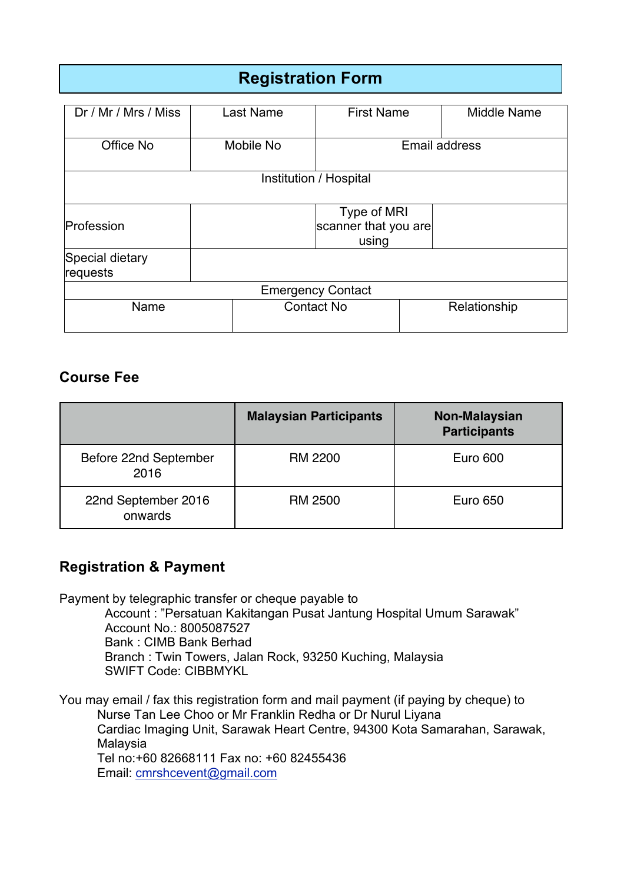# Registration Form

| | | | | |
|---|---|---|---|---|
| Dr / Mr / Mrs / Miss | Last Name | First Name | | Middle Name |
| Office No | Mobile No | Email address | | |
| Institution / Hospital | | | | |
| Profession | | Type of MRI scanner that you are using | | |
| Special dietary requests | | | | |
| Emergency Contact | | | | |
| Name | Contact No | | Relationship | |

## Course Fee

| | Malaysian Participants | Non-Malaysian Participants |
|---|---|---|
| Before 22nd September 2016 | RM 2200 | Euro 600 |
| 22nd September 2016 onwards | RM 2500 | Euro 650 |

## Registration & Payment

Payment by telegraphic transfer or cheque payable to

Account : "Persatuan Kakitangan Pusat Jantung Hospital Umum Sarawak"
Account No.: 8005087527
Bank : CIMB Bank Berhad
Branch : Twin Towers, Jalan Rock, 93250 Kuching, Malaysia
SWIFT Code: CIBBMYKL

You may email / fax this registration form and mail payment (if paying by cheque) to

Nurse Tan Lee Choo or Mr Franklin Redha or Dr Nurul Liyana
Cardiac Imaging Unit, Sarawak Heart Centre, 94300 Kota Samarahan, Sarawak, Malaysia
Tel no:+60 82668111 Fax no: +60 82455436
Email: cmrshcevent@gmail.com